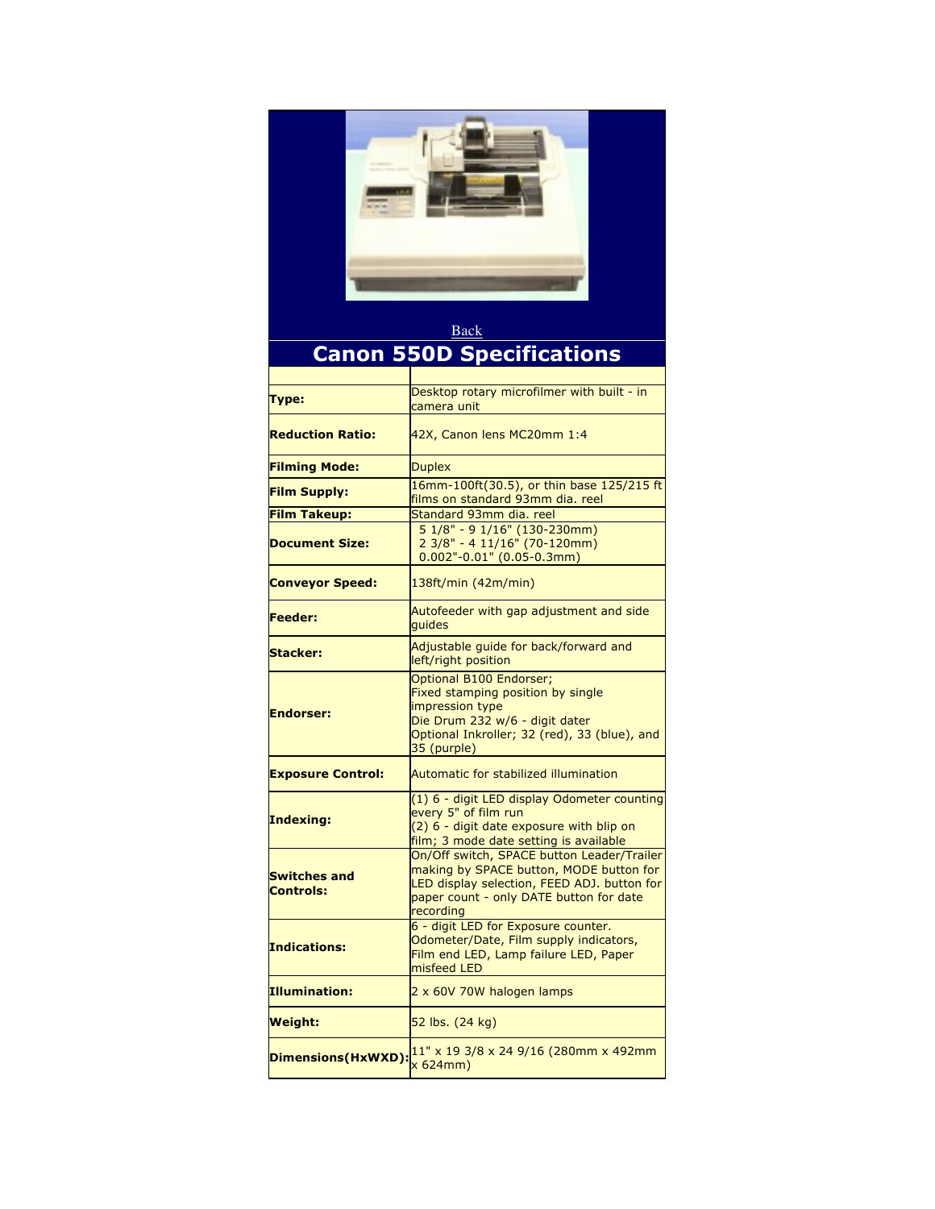Back

# Canon 550D Specifications

| | |
|---|---|
| **Type:** | Desktop rotary microfilmer with built - in camera unit |
| **Reduction Ratio:** | 42X, Canon lens MC20mm 1:4 |
| **Filming Mode:** | Duplex |
| **Film Supply:** | 16mm-100ft(30.5), or thin base 125/215 ft films on standard 93mm dia. reel |
| **Film Takeup:** | Standard 93mm dia. reel |
| **Document Size:** | 5 1/8" - 9 1/16" (130-230mm)<br>2 3/8" - 4 11/16" (70-120mm)<br>0.002"-0.01" (0.05-0.3mm) |
| **Conveyor Speed:** | 138ft/min (42m/min) |
| **Feeder:** | Autofeeder with gap adjustment and side guides |
| **Stacker:** | Adjustable guide for back/forward and left/right position |
| **Endorser:** | Optional B100 Endorser;<br>Fixed stamping position by single impression type<br>Die Drum 232 w/6 - digit dater<br>Optional Inkroller; 32 (red), 33 (blue), and 35 (purple) |
| **Exposure Control:** | Automatic for stabilized illumination |
| **Indexing:** | (1) 6 - digit LED display Odometer counting every 5" of film run<br>(2) 6 - digit date exposure with blip on film; 3 mode date setting is available |
| **Switches and Controls:** | On/Off switch, SPACE button Leader/Trailer making by SPACE button, MODE button for LED display selection, FEED ADJ. button for paper count - only DATE button for date recording |
| **Indications:** | 6 - digit LED for Exposure counter. Odometer/Date, Film supply indicators, Film end LED, Lamp failure LED, Paper misfeed LED |
| **Illumination:** | 2 x 60V 70W halogen lamps |
| **Weight:** | 52 lbs. (24 kg) |
| **Dimensions(HxWXD):** | 11" x 19 3/8 x 24 9/16 (280mm x 492mm x 624mm) |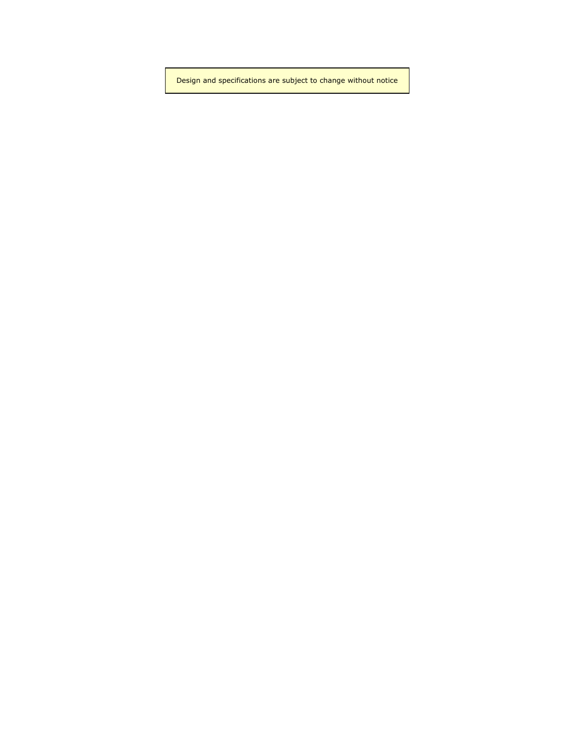Design and specifications are subject to change without notice